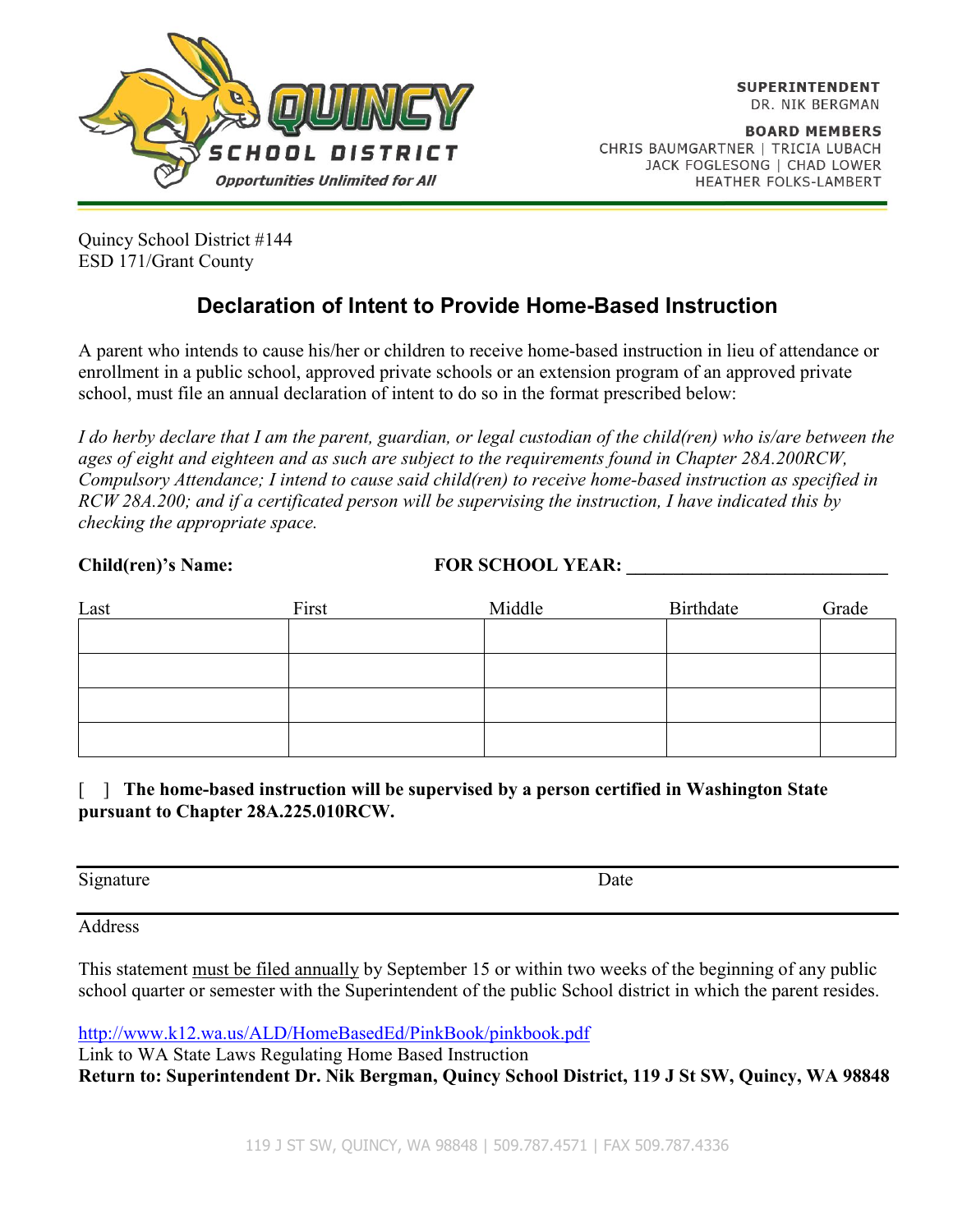QUINCY SCHOOL DISTRICT
*Opportunities Unlimited for All*

**SUPERINTENDENT**
DR. NIK BERGMAN

**BOARD MEMBERS**
CHRIS BAUMGARTNER | TRICIA LUBACH
JACK FOGLESONG | CHAD LOWER
HEATHER FOLKS-LAMBERT

Quincy School District #144
ESD 171/Grant County

## Declaration of Intent to Provide Home-Based Instruction

A parent who intends to cause his/her or children to receive home-based instruction in lieu of attendance or enrollment in a public school, approved private schools or an extension program of an approved private school, must file an annual declaration of intent to do so in the format prescribed below:

*I do herby declare that I am the parent, guardian, or legal custodian of the child(ren) who is/are between the ages of eight and eighteen and as such are subject to the requirements found in Chapter 28A.200RCW, Compulsory Attendance; I intend to cause said child(ren) to receive home-based instruction as specified in RCW 28A.200; and if a certificated person will be supervising the instruction, I have indicated this by checking the appropriate space.*

**Child(ren)'s Name:** **FOR SCHOOL YEAR: ___________________________**

| Last | First | Middle | Birthdate | Grade |
|---|---|---|---|---|
| | | | | |
| | | | | |
| | | | | |
| | | | | |

[ ] **The home-based instruction will be supervised by a person certified in Washington State pursuant to Chapter 28A.225.010RCW.**

Signature Date

Address

This statement must be filed annually by September 15 or within two weeks of the beginning of any public school quarter or semester with the Superintendent of the public School district in which the parent resides.

http://www.k12.wa.us/ALD/HomeBasedEd/PinkBook/pinkbook.pdf
Link to WA State Laws Regulating Home Based Instruction
**Return to: Superintendent Dr. Nik Bergman, Quincy School District, 119 J St SW, Quincy, WA 98848**

119 J ST SW, QUINCY, WA 98848 | 509.787.4571 | FAX 509.787.4336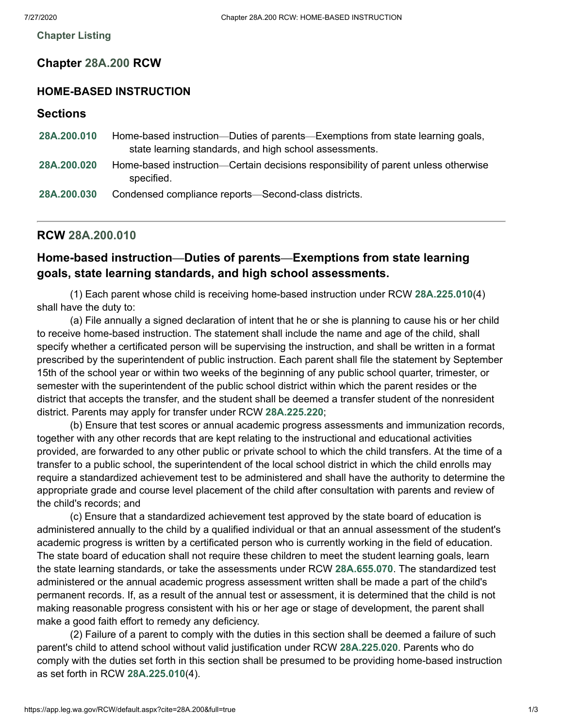**Chapter Listing**

# Chapter 28A.200 RCW

## HOME-BASED INSTRUCTION

## Sections

| | |
|---|---|
| 28A.200.010 | Home-based instruction—Duties of parents—Exemptions from state learning goals, state learning standards, and high school assessments. |
| 28A.200.020 | Home-based instruction—Certain decisions responsibility of parent unless otherwise specified. |
| 28A.200.030 | Condensed compliance reports—Second-class districts. |

---

## RCW 28A.200.010

### Home-based instruction—Duties of parents—Exemptions from state learning goals, state learning standards, and high school assessments.

(1) Each parent whose child is receiving home-based instruction under RCW **28A.225.010**(4) shall have the duty to:

(a) File annually a signed declaration of intent that he or she is planning to cause his or her child to receive home-based instruction. The statement shall include the name and age of the child, shall specify whether a certificated person will be supervising the instruction, and shall be written in a format prescribed by the superintendent of public instruction. Each parent shall file the statement by September 15th of the school year or within two weeks of the beginning of any public school quarter, trimester, or semester with the superintendent of the public school district within which the parent resides or the district that accepts the transfer, and the student shall be deemed a transfer student of the nonresident district. Parents may apply for transfer under RCW **28A.225.220**;

(b) Ensure that test scores or annual academic progress assessments and immunization records, together with any other records that are kept relating to the instructional and educational activities provided, are forwarded to any other public or private school to which the child transfers. At the time of a transfer to a public school, the superintendent of the local school district in which the child enrolls may require a standardized achievement test to be administered and shall have the authority to determine the appropriate grade and course level placement of the child after consultation with parents and review of the child's records; and

(c) Ensure that a standardized achievement test approved by the state board of education is administered annually to the child by a qualified individual or that an annual assessment of the student's academic progress is written by a certificated person who is currently working in the field of education. The state board of education shall not require these children to meet the student learning goals, learn the state learning standards, or take the assessments under RCW **28A.655.070**. The standardized test administered or the annual academic progress assessment written shall be made a part of the child's permanent records. If, as a result of the annual test or assessment, it is determined that the child is not making reasonable progress consistent with his or her age or stage of development, the parent shall make a good faith effort to remedy any deficiency.

(2) Failure of a parent to comply with the duties in this section shall be deemed a failure of such parent's child to attend school without valid justification under RCW **28A.225.020**. Parents who do comply with the duties set forth in this section shall be presumed to be providing home-based instruction as set forth in RCW **28A.225.010**(4).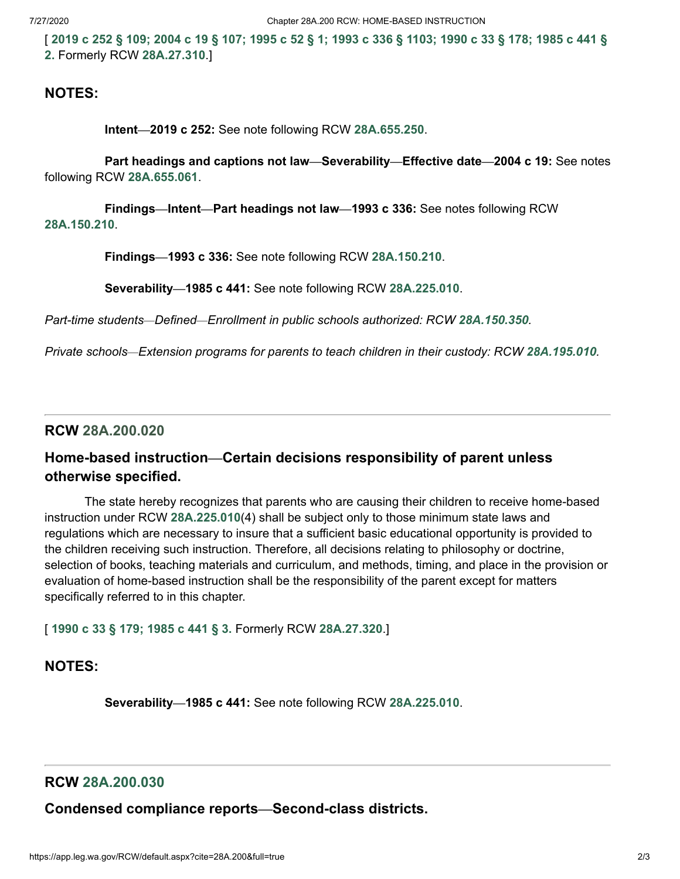[ **2019 c 252 § 109; 2004 c 19 § 107; 1995 c 52 § 1; 1993 c 336 § 1103; 1990 c 33 § 178; 1985 c 441 § 2.** Formerly RCW **28A.27.310**.]

## NOTES:

**Intent—2019 c 252:** See note following RCW **28A.655.250**.

**Part headings and captions not law—Severability—Effective date—2004 c 19:** See notes following RCW **28A.655.061**.

**Findings—Intent—Part headings not law—1993 c 336:** See notes following RCW **28A.150.210**.

**Findings—1993 c 336:** See note following RCW **28A.150.210**.

**Severability—1985 c 441:** See note following RCW **28A.225.010**.

*Part-time students—Defined—Enrollment in public schools authorized: RCW* ***28A.150.350****.*

*Private schools—Extension programs for parents to teach children in their custody: RCW* ***28A.195.010****.*

---

## RCW 28A.200.020

### Home-based instruction—Certain decisions responsibility of parent unless otherwise specified.

The state hereby recognizes that parents who are causing their children to receive home-based instruction under RCW **28A.225.010**(4) shall be subject only to those minimum state laws and regulations which are necessary to insure that a sufficient basic educational opportunity is provided to the children receiving such instruction. Therefore, all decisions relating to philosophy or doctrine, selection of books, teaching materials and curriculum, and methods, timing, and place in the provision or evaluation of home-based instruction shall be the responsibility of the parent except for matters specifically referred to in this chapter.

[ **1990 c 33 § 179; 1985 c 441 § 3.** Formerly RCW **28A.27.320**.]

## NOTES:

**Severability—1985 c 441:** See note following RCW **28A.225.010**.

---

## RCW 28A.200.030

### Condensed compliance reports—Second-class districts.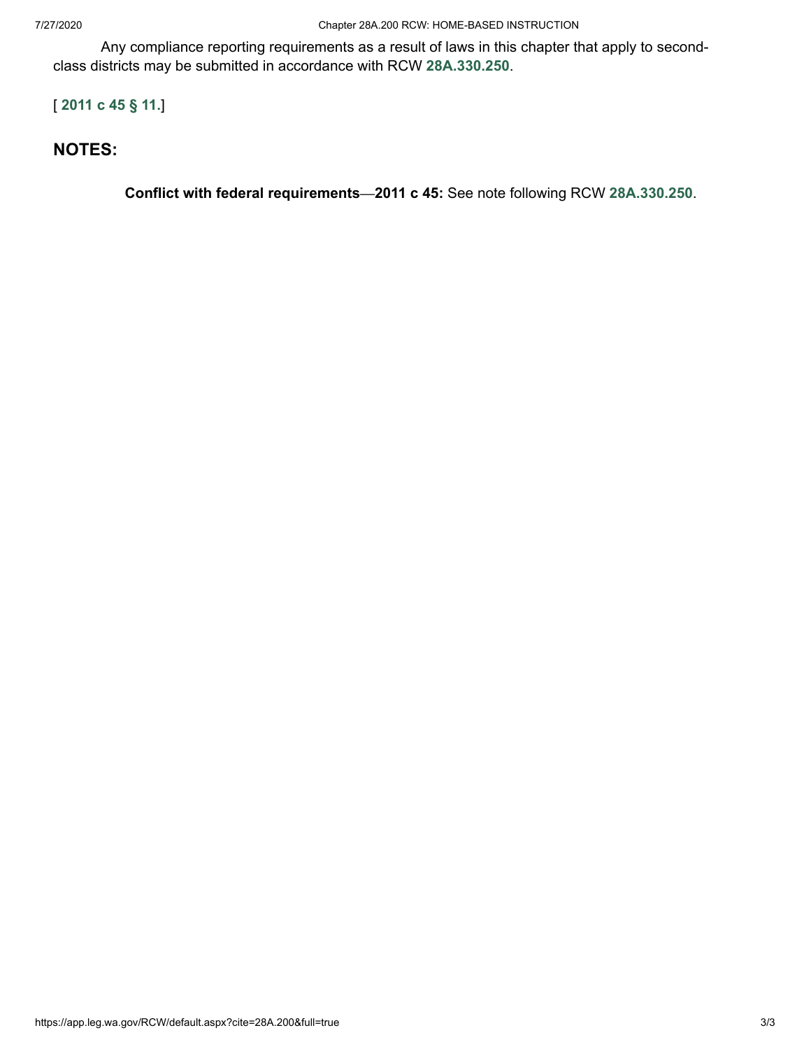Any compliance reporting requirements as a result of laws in this chapter that apply to second-class districts may be submitted in accordance with RCW **28A.330.250**.

[ **2011 c 45 § 11**.]

## NOTES:

**Conflict with federal requirements**—**2011 c 45:** See note following RCW **28A.330.250**.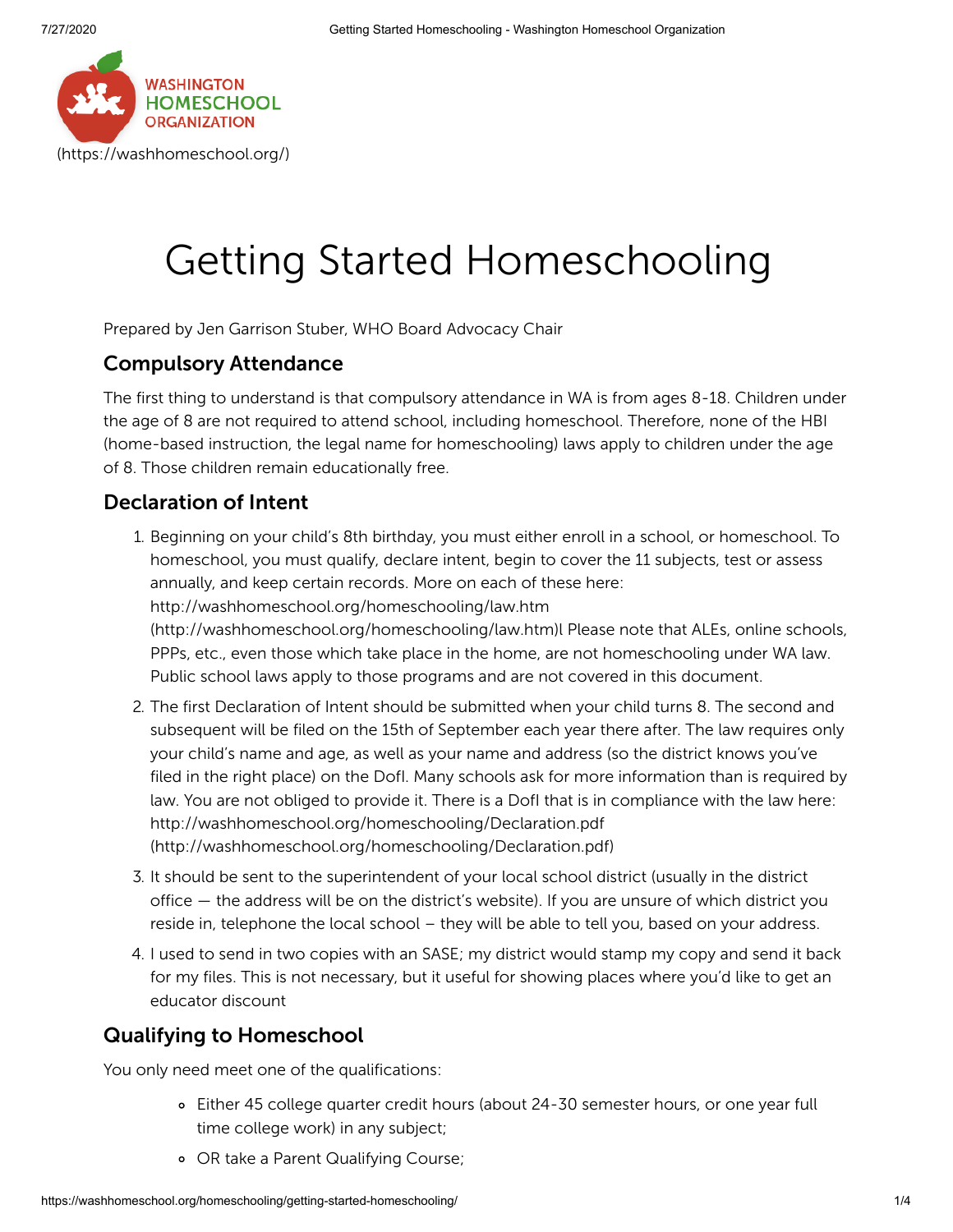(https://washhomeschool.org/)

# Getting Started Homeschooling

Prepared by Jen Garrison Stuber, WHO Board Advocacy Chair

## Compulsory Attendance

The first thing to understand is that compulsory attendance in WA is from ages 8-18. Children under the age of 8 are not required to attend school, including homeschool. Therefore, none of the HBI (home-based instruction, the legal name for homeschooling) laws apply to children under the age of 8. Those children remain educationally free.

## Declaration of Intent

1. Beginning on your child's 8th birthday, you must either enroll in a school, or homeschool. To homeschool, you must qualify, declare intent, begin to cover the 11 subjects, test or assess annually, and keep certain records. More on each of these here: http://washhomeschool.org/homeschooling/law.htm (http://washhomeschool.org/homeschooling/law.htm)l Please note that ALEs, online schools, PPPs, etc., even those which take place in the home, are not homeschooling under WA law. Public school laws apply to those programs and are not covered in this document.
2. The first Declaration of Intent should be submitted when your child turns 8. The second and subsequent will be filed on the 15th of September each year there after. The law requires only your child's name and age, as well as your name and address (so the district knows you've filed in the right place) on the DofI. Many schools ask for more information than is required by law. You are not obliged to provide it. There is a DofI that is in compliance with the law here: http://washhomeschool.org/homeschooling/Declaration.pdf (http://washhomeschool.org/homeschooling/Declaration.pdf)
3. It should be sent to the superintendent of your local school district (usually in the district office — the address will be on the district's website). If you are unsure of which district you reside in, telephone the local school – they will be able to tell you, based on your address.
4. I used to send in two copies with an SASE; my district would stamp my copy and send it back for my files. This is not necessary, but it useful for showing places where you'd like to get an educator discount

## Qualifying to Homeschool

You only need meet one of the qualifications:

- Either 45 college quarter credit hours (about 24-30 semester hours, or one year full time college work) in any subject;
- OR take a Parent Qualifying Course;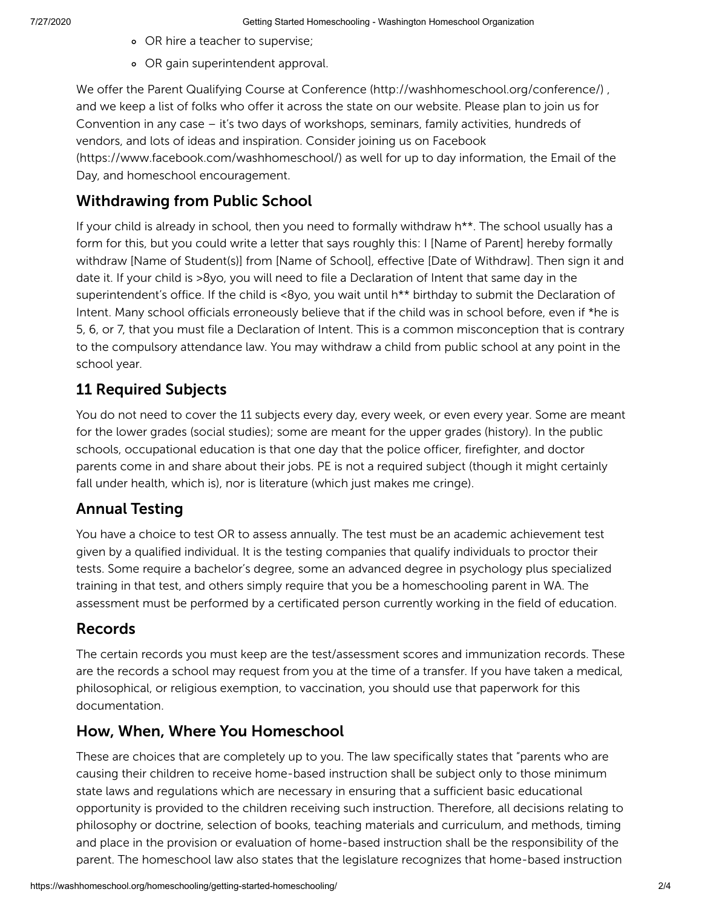- OR hire a teacher to supervise;
- OR gain superintendent approval.

We offer the Parent Qualifying Course at Conference (http://washhomeschool.org/conference/) , and we keep a list of folks who offer it across the state on our website. Please plan to join us for Convention in any case – it's two days of workshops, seminars, family activities, hundreds of vendors, and lots of ideas and inspiration. Consider joining us on Facebook (https://www.facebook.com/washhomeschool/) as well for up to day information, the Email of the Day, and homeschool encouragement.

## Withdrawing from Public School

If your child is already in school, then you need to formally withdraw h**. The school usually has a form for this, but you could write a letter that says roughly this: I [Name of Parent] hereby formally withdraw [Name of Student(s)] from [Name of School], effective [Date of Withdraw]. Then sign it and date it. If your child is >8yo, you will need to file a Declaration of Intent that same day in the superintendent's office. If the child is <8yo, you wait until h** birthday to submit the Declaration of Intent. Many school officials erroneously believe that if the child was in school before, even if *he is 5, 6, or 7, that you must file a Declaration of Intent. This is a common misconception that is contrary to the compulsory attendance law. You may withdraw a child from public school at any point in the school year.

## 11 Required Subjects

You do not need to cover the 11 subjects every day, every week, or even every year. Some are meant for the lower grades (social studies); some are meant for the upper grades (history). In the public schools, occupational education is that one day that the police officer, firefighter, and doctor parents come in and share about their jobs. PE is not a required subject (though it might certainly fall under health, which is), nor is literature (which just makes me cringe).

## Annual Testing

You have a choice to test OR to assess annually. The test must be an academic achievement test given by a qualified individual. It is the testing companies that qualify individuals to proctor their tests. Some require a bachelor's degree, some an advanced degree in psychology plus specialized training in that test, and others simply require that you be a homeschooling parent in WA. The assessment must be performed by a certificated person currently working in the field of education.

## Records

The certain records you must keep are the test/assessment scores and immunization records. These are the records a school may request from you at the time of a transfer. If you have taken a medical, philosophical, or religious exemption, to vaccination, you should use that paperwork for this documentation.

## How, When, Where You Homeschool

These are choices that are completely up to you. The law specifically states that "parents who are causing their children to receive home-based instruction shall be subject only to those minimum state laws and regulations which are necessary in ensuring that a sufficient basic educational opportunity is provided to the children receiving such instruction. Therefore, all decisions relating to philosophy or doctrine, selection of books, teaching materials and curriculum, and methods, timing and place in the provision or evaluation of home-based instruction shall be the responsibility of the parent. The homeschool law also states that the legislature recognizes that home-based instruction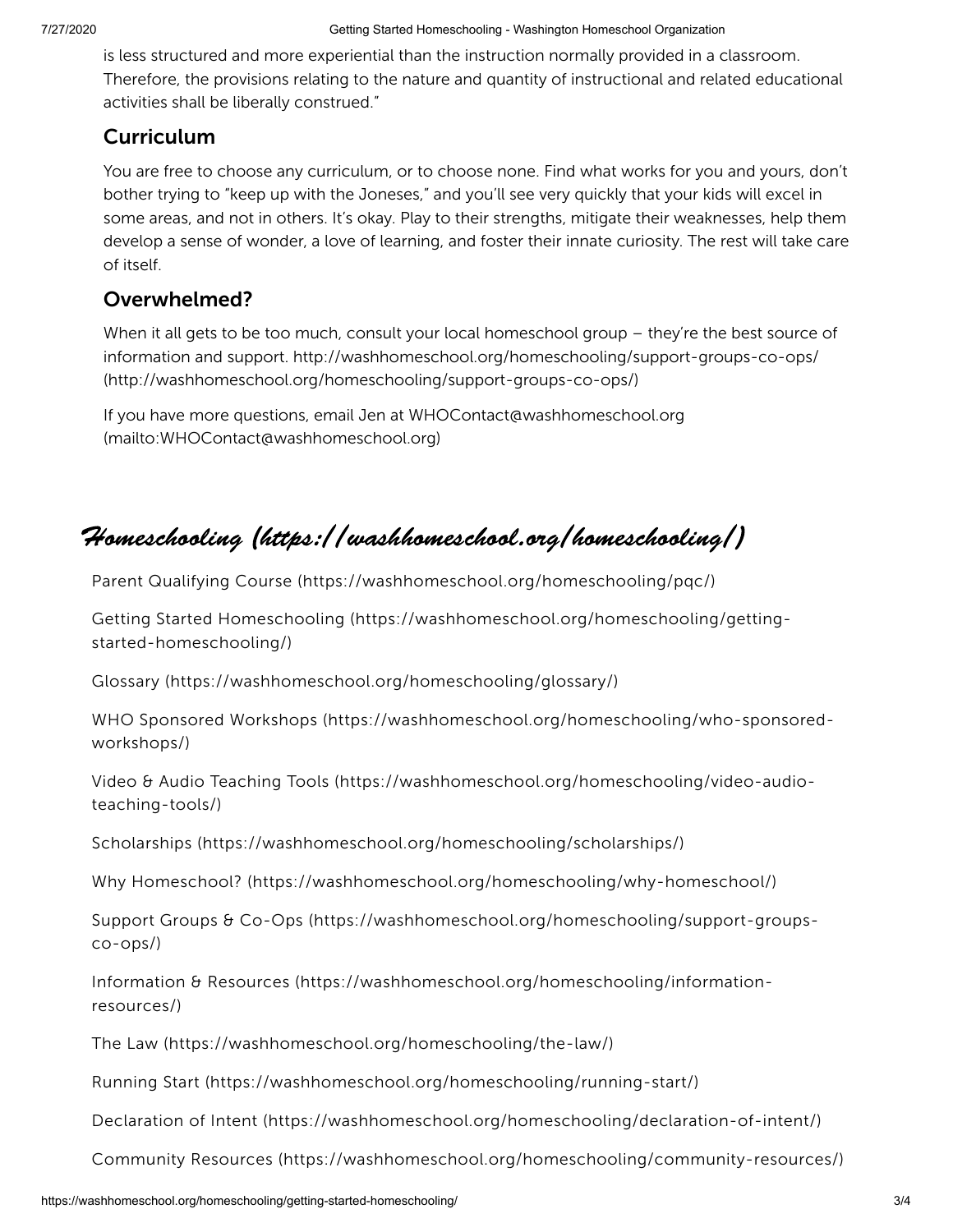is less structured and more experiential than the instruction normally provided in a classroom. Therefore, the provisions relating to the nature and quantity of instructional and related educational activities shall be liberally construed."

## Curriculum

You are free to choose any curriculum, or to choose none. Find what works for you and yours, don't bother trying to "keep up with the Joneses," and you'll see very quickly that your kids will excel in some areas, and not in others. It's okay. Play to their strengths, mitigate their weaknesses, help them develop a sense of wonder, a love of learning, and foster their innate curiosity. The rest will take care of itself.

## Overwhelmed?

When it all gets to be too much, consult your local homeschool group – they're the best source of information and support. http://washhomeschool.org/homeschooling/support-groups-co-ops/ (http://washhomeschool.org/homeschooling/support-groups-co-ops/)

If you have more questions, email Jen at WHOContact@washhomeschool.org (mailto:WHOContact@washhomeschool.org)

# *Homeschooling (https://washhomeschool.org/homeschooling/)*

Parent Qualifying Course (https://washhomeschool.org/homeschooling/pqc/)

Getting Started Homeschooling (https://washhomeschool.org/homeschooling/getting-started-homeschooling/)

Glossary (https://washhomeschool.org/homeschooling/glossary/)

WHO Sponsored Workshops (https://washhomeschool.org/homeschooling/who-sponsored-workshops/)

Video & Audio Teaching Tools (https://washhomeschool.org/homeschooling/video-audio-teaching-tools/)

Scholarships (https://washhomeschool.org/homeschooling/scholarships/)

Why Homeschool? (https://washhomeschool.org/homeschooling/why-homeschool/)

Support Groups & Co-Ops (https://washhomeschool.org/homeschooling/support-groups-co-ops/)

Information & Resources (https://washhomeschool.org/homeschooling/information-resources/)

The Law (https://washhomeschool.org/homeschooling/the-law/)

Running Start (https://washhomeschool.org/homeschooling/running-start/)

Declaration of Intent (https://washhomeschool.org/homeschooling/declaration-of-intent/)

Community Resources (https://washhomeschool.org/homeschooling/community-resources/)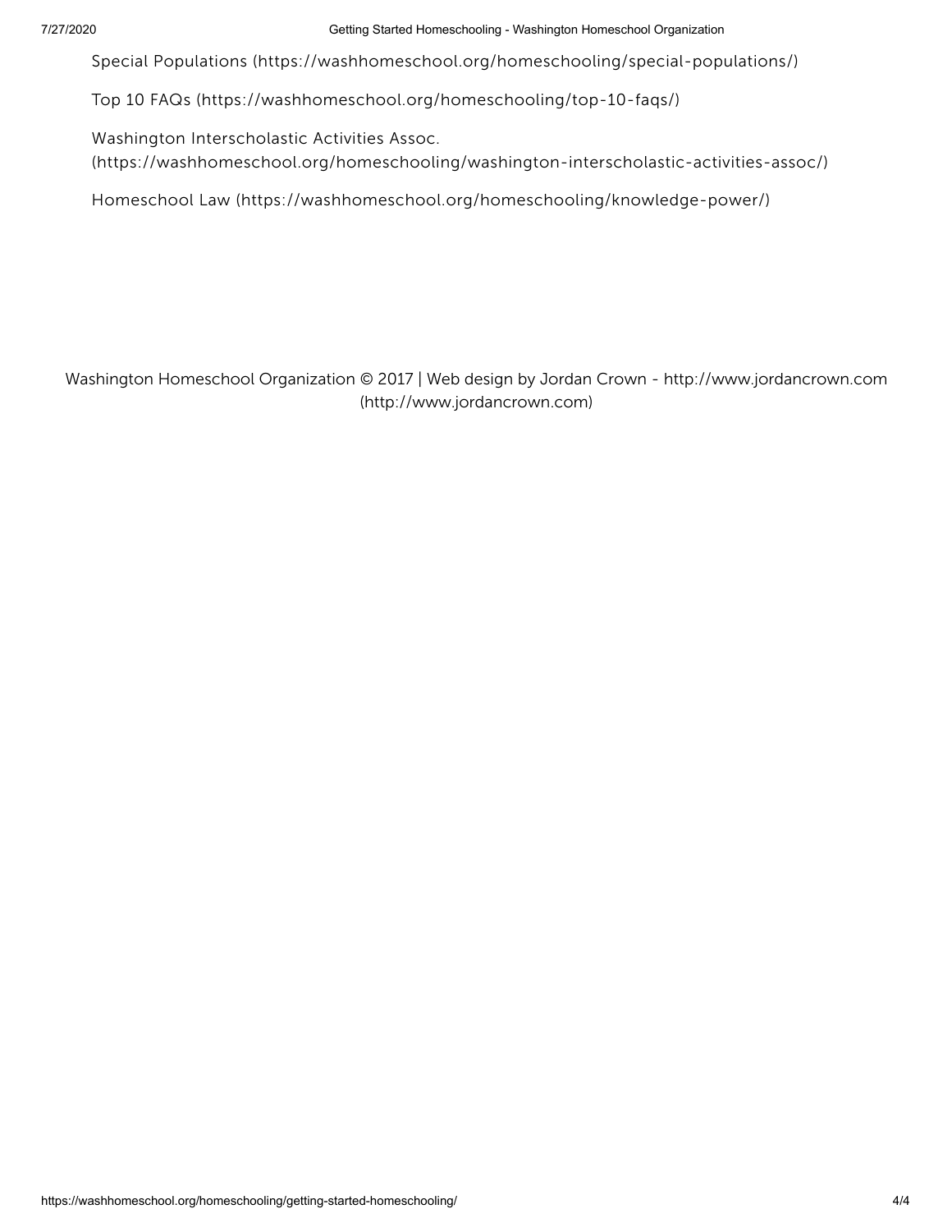Special Populations (https://washhomeschool.org/homeschooling/special-populations/)

Top 10 FAQs (https://washhomeschool.org/homeschooling/top-10-faqs/)

Washington Interscholastic Activities Assoc. (https://washhomeschool.org/homeschooling/washington-interscholastic-activities-assoc/)

Homeschool Law (https://washhomeschool.org/homeschooling/knowledge-power/)

Washington Homeschool Organization © 2017 | Web design by Jordan Crown - http://www.jordancrown.com (http://www.jordancrown.com)